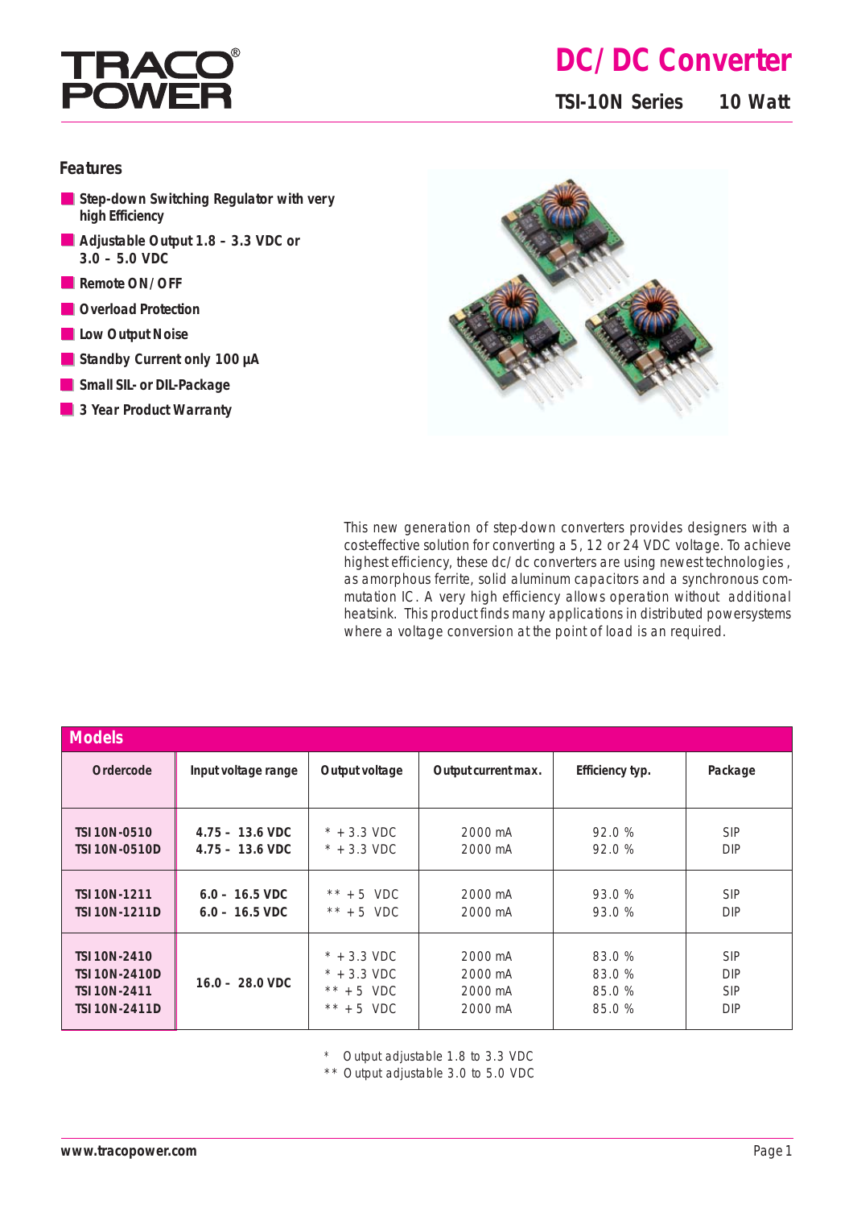# DC/DC Converter

## TSI-10N Series 10 Watt

### Features

- Step-down Switching Regulator with very high Efficiency
- Adjustable Output 1.8 – 3.3 VDC or 3.0 – 5.0 VDC
- Remote ON/OFF
- Overload Protection
- Low Output Noise
- Standby Current only 100 µA
- Small SIL- or DIL-Package
- 3 Year Product Warranty

This new generation of step-down converters provides designers with a cost-effective solution for converting a 5, 12 or 24 VDC voltage. To achieve highest efficiency, these dc/dc converters are using newest technologies, as amorphous ferrite, solid aluminum capacitors and a synchronous commutation IC. A very high efficiency allows operation without additional heatsink. This product finds many applications in distributed powersystems where a voltage conversion at the point of load is an required.

### Models

| Ordercode | Input voltage range | Output voltage | Output current max. | Efficiency typ. | Package |
|---|---|---|---|---|---|
| TSI 10N-0510 | 4.75 – 13.6 VDC | * +3.3 VDC | 2000 mA | 92.0 % | SIP |
| TSI 10N-0510D | 4.75 – 13.6 VDC | * +3.3 VDC | 2000 mA | 92.0 % | DIP |
| TSI 10N-1211 | 6.0 – 16.5 VDC | ** +5 VDC | 2000 mA | 93.0 % | SIP |
| TSI 10N-1211D | 6.0 – 16.5 VDC | ** +5 VDC | 2000 mA | 93.0 % | DIP |
| TSI 10N-2410 | 16.0 – 28.0 VDC | * +3.3 VDC | 2000 mA | 83.0 % | SIP |
| TSI 10N-2410D | 16.0 – 28.0 VDC | * +3.3 VDC | 2000 mA | 83.0 % | DIP |
| TSI 10N-2411 | 16.0 – 28.0 VDC | ** +5 VDC | 2000 mA | 85.0 % | SIP |
| TSI 10N-2411D | 16.0 – 28.0 VDC | ** +5 VDC | 2000 mA | 85.0 % | DIP |

\* Output adjustable 1.8 to 3.3 VDC
** Output adjustable 3.0 to 5.0 VDC

www.tracopower.com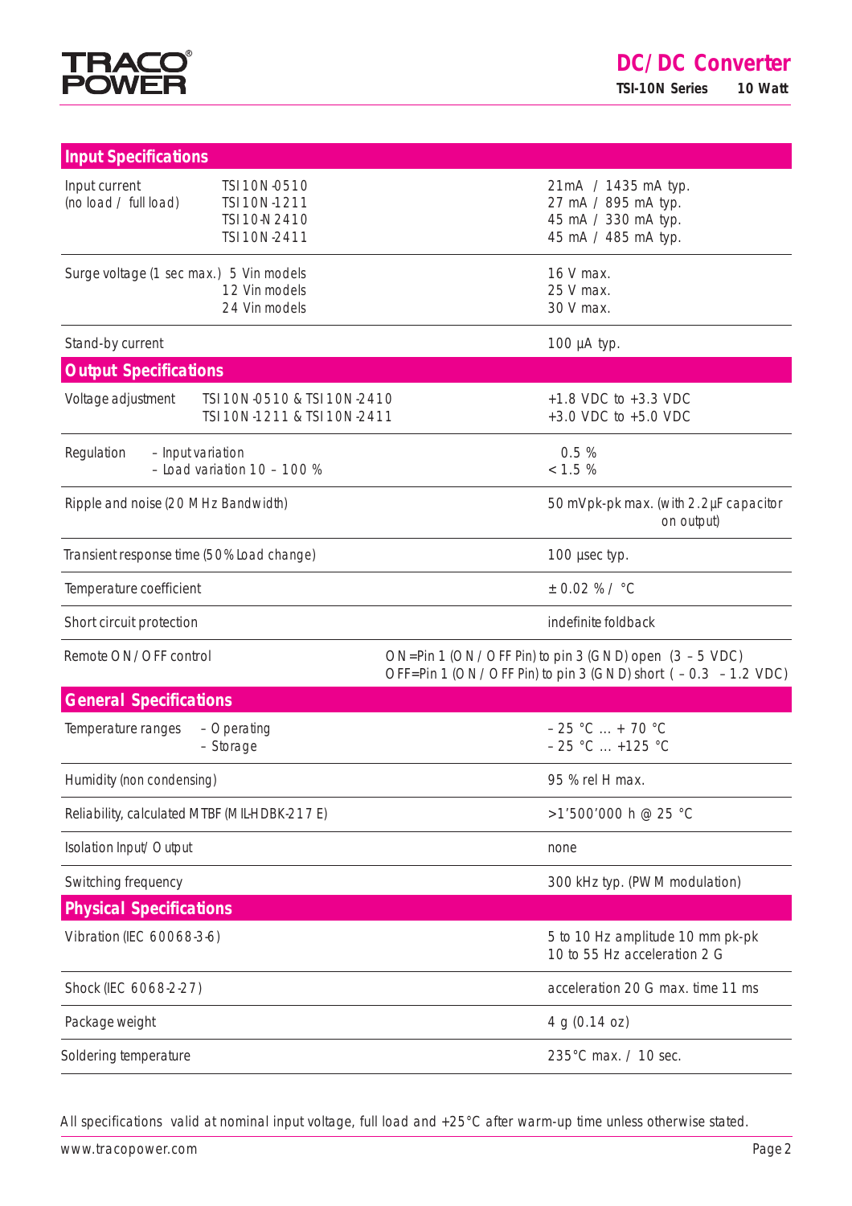## Input Specifications

| | | |
|---|---|---|
| Input current (no load / full load) | TSI 10N-0510<br>TSI 10N-1211<br>TSI 10-N 2410<br>TSI 10N-2411 | 21mA / 1435 mA typ.<br>27 mA / 895 mA typ.<br>45 mA / 330 mA typ.<br>45 mA / 485 mA typ. |
| Surge voltage (1 sec max.) | 5 Vin models<br>12 Vin models<br>24 Vin models | 16 V max.<br>25 V max.<br>30 V max. |
| Stand-by current | | 100 µA typ. |

## Output Specifications

| | | |
|---|---|---|
| Voltage adjustment | TSI 10N-0510 & TSI 10N-2410<br>TSI 10N-1211 & TSI 10N-2411 | +1.8 VDC to +3.3 VDC<br>+3.0 VDC to +5.0 VDC |
| Regulation | – Input variation<br>– Load variation 10 – 100 % | 0.5 %<br>< 1.5 % |
| Ripple and noise (20 MHz Bandwidth) | | 50 mVpk-pk max. (with 2.2µF capacitor on output) |
| Transient response time (50% Load change) | | 100 µsec typ. |
| Temperature coefficient | | ± 0.02 % / °C |
| Short circuit protection | | indefinite foldback |
| Remote ON / OFF control | | ON=Pin 1 (ON / OFF Pin) to pin 3 (GND) open (3 – 5 VDC)<br>OFF=Pin 1 (ON / OFF Pin) to pin 3 (GND) short ( – 0.3 – 1.2 VDC) |

## General Specifications

| | | |
|---|---|---|
| Temperature ranges | – Operating<br>– Storage | – 25 °C ... + 70 °C<br>– 25 °C ... +125 °C |
| Humidity (non condensing) | | 95 % rel H max. |
| Reliability, calculated MTBF (MIL-HDBK-217 E) | | >1'500'000 h @ 25 °C |
| Isolation Input/ Output | | none |
| Switching frequency | | 300 kHz typ. (PWM modulation) |

## Physical Specifications

| | |
|---|---|
| Vibration (IEC 60068-3-6) | 5 to 10 Hz amplitude 10 mm pk-pk<br>10 to 55 Hz acceleration 2 G |
| Shock (IEC 6068-2-27) | acceleration 20 G max. time 11 ms |
| Package weight | 4 g (0.14 oz) |
| Soldering temperature | 235°C max. / 10 sec. |

All specifications valid at nominal input voltage, full load and +25°C after warm-up time unless otherwise stated.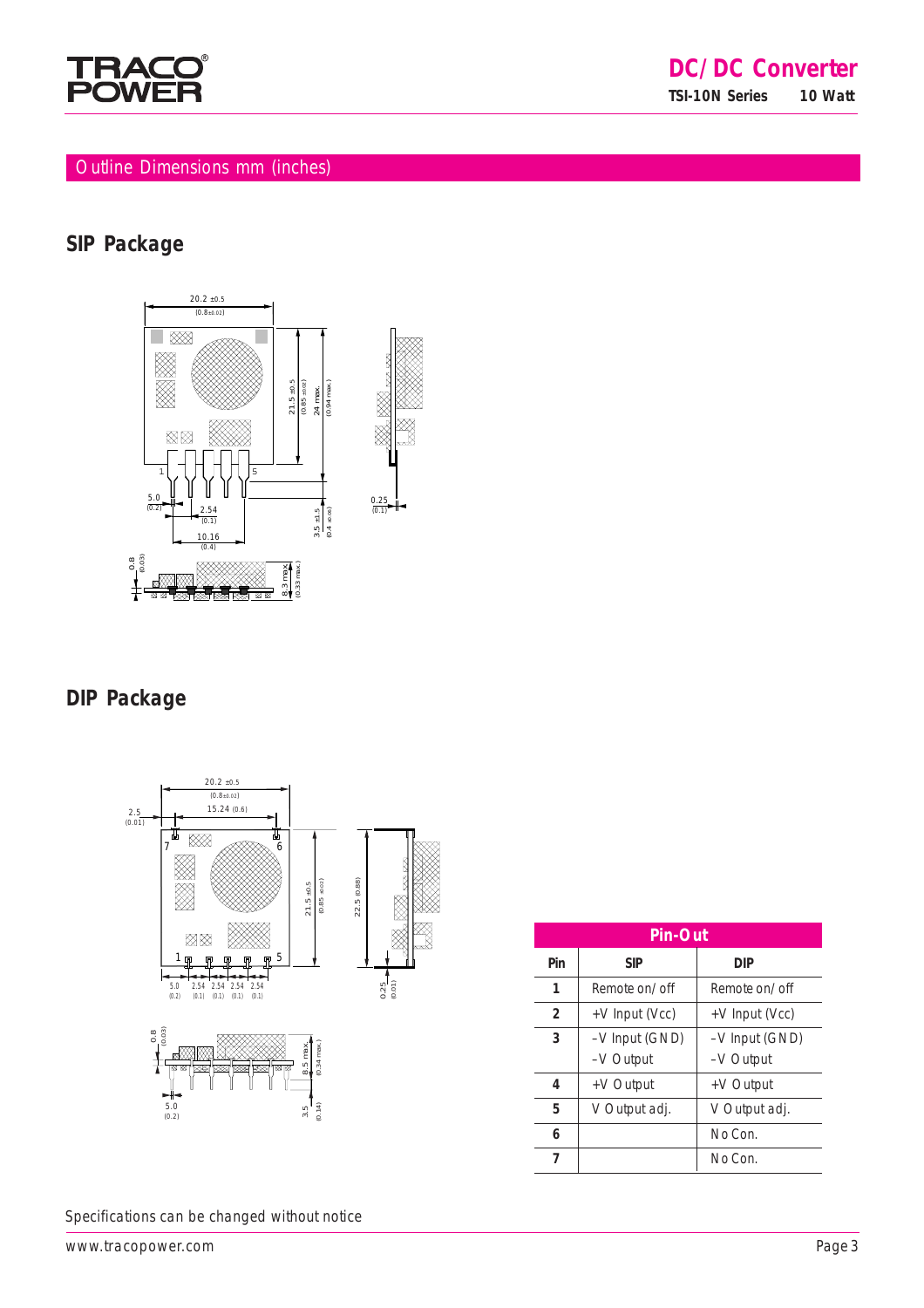## Outline Dimensions mm (inches)

### SIP Package

### DIP Package

| Pin-Out | | |
|---|---|---|
| **Pin** | **SIP** | **DIP** |
| **1** | Remote on/off | Remote on/off |
| **2** | +V Input (Vcc) | +V Input (Vcc) |
| **3** | –V Input (GND) –V Output | –V Input (GND) –V Output |
| **4** | +V Output | +V Output |
| **5** | V Output adj. | V Output adj. |
| **6** | | No Con. |
| **7** | | No Con. |

Specifications can be changed without notice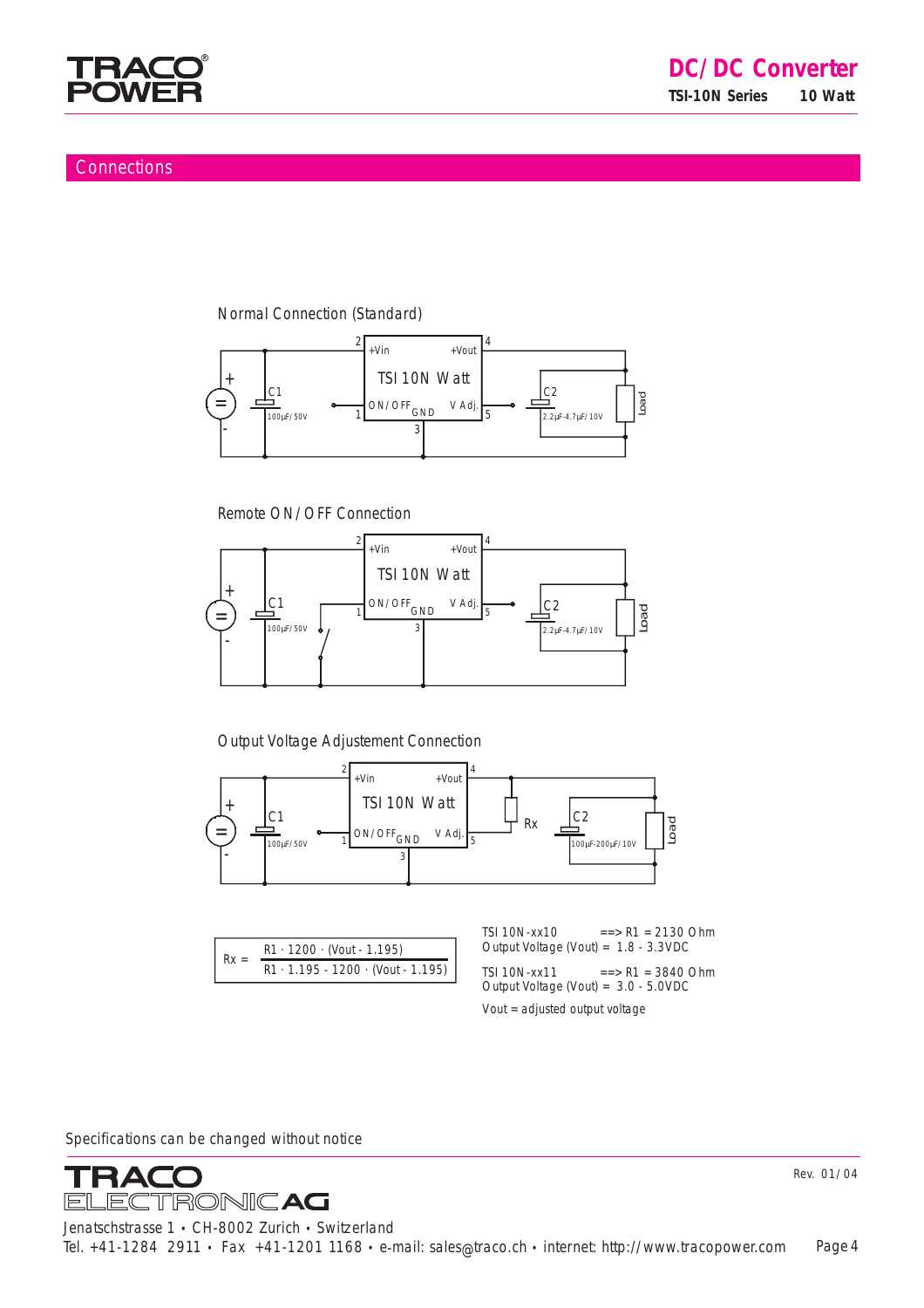## Connections

Normal Connection (Standard)

+Vin
+Vout
TSI 10N Watt
ON/OFF
GND
V Adj.
C1
100µF/50V
C2
2.2µF-4.7µF/10V
Load

Remote ON/OFF Connection

+Vin
+Vout
TSI 10N Watt
ON/OFF
GND
V Adj.
C1
100µF/50V
C2
2.2µF-4.7µF/10V
Load

Output Voltage Adjustement Connection

+Vin
+Vout
TSI 10N Watt
ON/OFF
GND
V Adj.
C1
100µF/50V
Rx
C2
100µF-200µF/10V
Load

$$Rx = \frac{R1 \cdot 1200 \cdot (Vout - 1.195)}{R1 \cdot 1.195 - 1200 \cdot (Vout - 1.195)}$$

TSI 10N-xx10 ==> R1 = 2130 Ohm
Output Voltage (Vout) = 1.8 - 3.3VDC

TSI 10N-xx11 ==> R1 = 3840 Ohm
Output Voltage (Vout) = 3.0 - 5.0VDC

Vout = adjusted output voltage

Specifications can be changed without notice

Rev. 01/04

TRACO ELECTRONIC AG
Jenatschstrasse 1 • CH-8002 Zurich • Switzerland
Tel. +41-1284 2911 • Fax +41-1201 1168 • e-mail: sales@traco.ch • internet: http://www.tracopower.com